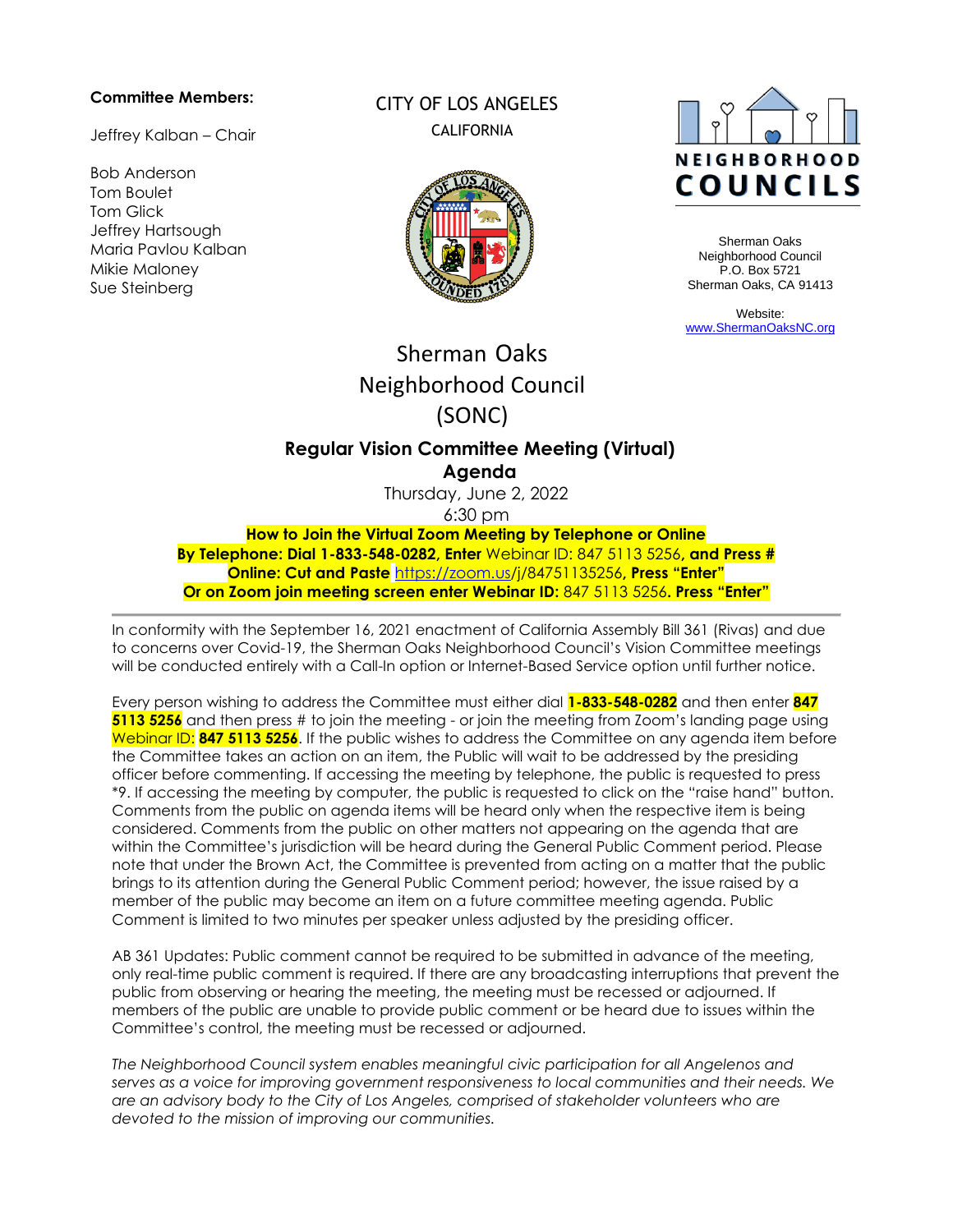**Committee Members:**

Jeffrey Kalban – Chair

Bob Anderson
Tom Boulet
Tom Glick
Jeffrey Hartsough
Maria Pavlou Kalban
Mikie Maloney
Sue Steinberg

CITY OF LOS ANGELES
CALIFORNIA

NEIGHBORHOOD COUNCILS

Sherman Oaks
Neighborhood Council
P.O. Box 5721
Sherman Oaks, CA 91413

Website:
www.ShermanOaksNC.org

# Sherman Oaks Neighborhood Council (SONC)

## Regular Vision Committee Meeting (Virtual)
## Agenda

Thursday, June 2, 2022
6:30 pm

**How to Join the Virtual Zoom Meeting by Telephone or Online**
**By Telephone: Dial 1-833-548-0282, Enter** Webinar ID: 847 5113 5256**, and Press #**
**Online: Cut and Paste** https://zoom.us/j/84751135256**, Press "Enter"**
**Or on Zoom join meeting screen enter Webinar ID:** 847 5113 5256**. Press "Enter"**

---

In conformity with the September 16, 2021 enactment of California Assembly Bill 361 (Rivas) and due to concerns over Covid-19, the Sherman Oaks Neighborhood Council's Vision Committee meetings will be conducted entirely with a Call-In option or Internet-Based Service option until further notice.

Every person wishing to address the Committee must either dial **1-833-548-0282** and then enter **847 5113 5256** and then press # to join the meeting - or join the meeting from Zoom's landing page using Webinar ID: **847 5113 5256**. If the public wishes to address the Committee on any agenda item before the Committee takes an action on an item, the Public will wait to be addressed by the presiding officer before commenting. If accessing the meeting by telephone, the public is requested to press *9. If accessing the meeting by computer, the public is requested to click on the "raise hand" button. Comments from the public on agenda items will be heard only when the respective item is being considered. Comments from the public on other matters not appearing on the agenda that are within the Committee's jurisdiction will be heard during the General Public Comment period. Please note that under the Brown Act, the Committee is prevented from acting on a matter that the public brings to its attention during the General Public Comment period; however, the issue raised by a member of the public may become an item on a future committee meeting agenda. Public Comment is limited to two minutes per speaker unless adjusted by the presiding officer.

AB 361 Updates: Public comment cannot be required to be submitted in advance of the meeting, only real-time public comment is required. If there are any broadcasting interruptions that prevent the public from observing or hearing the meeting, the meeting must be recessed or adjourned. If members of the public are unable to provide public comment or be heard due to issues within the Committee's control, the meeting must be recessed or adjourned.

*The Neighborhood Council system enables meaningful civic participation for all Angelenos and serves as a voice for improving government responsiveness to local communities and their needs. We are an advisory body to the City of Los Angeles, comprised of stakeholder volunteers who are devoted to the mission of improving our communities.*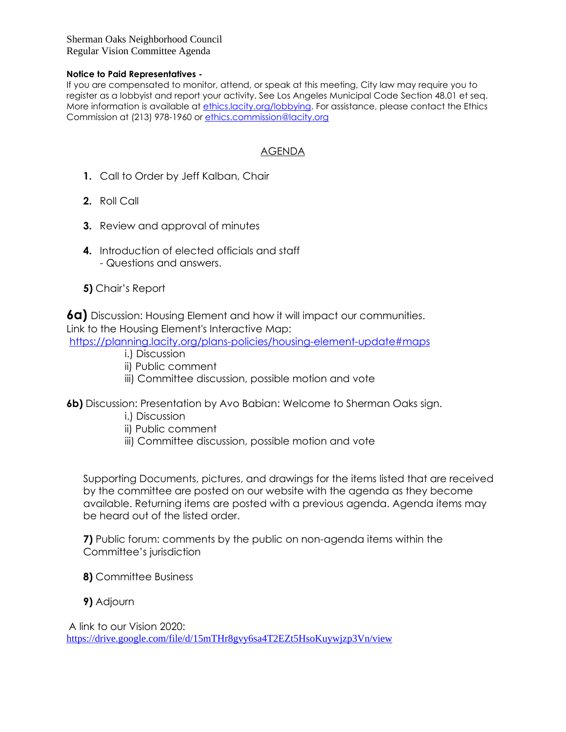Sherman Oaks Neighborhood Council
Regular Vision Committee Agenda

**Notice to Paid Representatives -**
If you are compensated to monitor, attend, or speak at this meeting, City law may require you to register as a lobbyist and report your activity. See Los Angeles Municipal Code Section 48.01 et seq. More information is available at [ethics.lacity.org/lobbying](ethics.lacity.org/lobbying). For assistance, please contact the Ethics Commission at (213) 978-1960 or [ethics.commission@lacity.org](mailto:ethics.commission@lacity.org)

## AGENDA

1. Call to Order by Jeff Kalban, Chair

2. Roll Call

3. Review and approval of minutes

4. Introduction of elected officials and staff
   - Questions and answers.

**5)** Chair's Report

**6a)** Discussion: Housing Element and how it will impact our communities.
Link to the Housing Element's Interactive Map:
[https://planning.lacity.org/plans-policies/housing-element-update#maps](https://planning.lacity.org/plans-policies/housing-element-update#maps)

- i.) Discussion
- ii) Public comment
- iii) Committee discussion, possible motion and vote

**6b)** Discussion: Presentation by Avo Babian: Welcome to Sherman Oaks sign.

- i.) Discussion
- ii) Public comment
- iii) Committee discussion, possible motion and vote

Supporting Documents, pictures, and drawings for the items listed that are received by the committee are posted on our website with the agenda as they become available. Returning items are posted with a previous agenda. Agenda items may be heard out of the listed order.

**7)** Public forum: comments by the public on non-agenda items within the Committee's jurisdiction

**8)** Committee Business

**9)** Adjourn

A link to our Vision 2020:
[https://drive.google.com/file/d/15mTHr8gvy6sa4T2EZt5HsoKuywjzp3Vn/view](https://drive.google.com/file/d/15mTHr8gvy6sa4T2EZt5HsoKuywjzp3Vn/view)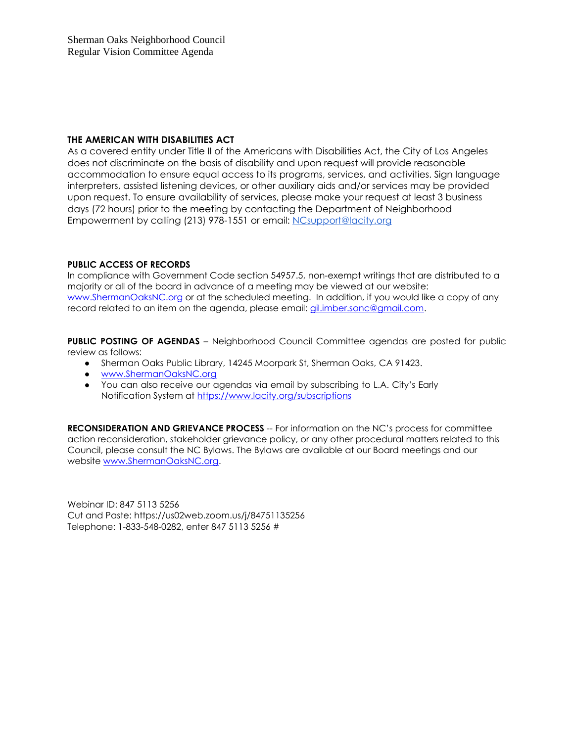## THE AMERICAN WITH DISABILITIES ACT

As a covered entity under Title II of the Americans with Disabilities Act, the City of Los Angeles does not discriminate on the basis of disability and upon request will provide reasonable accommodation to ensure equal access to its programs, services, and activities. Sign language interpreters, assisted listening devices, or other auxiliary aids and/or services may be provided upon request. To ensure availability of services, please make your request at least 3 business days (72 hours) prior to the meeting by contacting the Department of Neighborhood Empowerment by calling (213) 978-1551 or email: NCsupport@lacity.org

## PUBLIC ACCESS OF RECORDS

In compliance with Government Code section 54957.5, non-exempt writings that are distributed to a majority or all of the board in advance of a meeting may be viewed at our website: www.ShermanOaksNC.org or at the scheduled meeting. In addition, if you would like a copy of any record related to an item on the agenda, please email: gil.imber.sonc@gmail.com.

**PUBLIC POSTING OF AGENDAS** – Neighborhood Council Committee agendas are posted for public review as follows:

- Sherman Oaks Public Library, 14245 Moorpark St, Sherman Oaks, CA 91423.
- www.ShermanOaksNC.org
- You can also receive our agendas via email by subscribing to L.A. City's Early Notification System at https://www.lacity.org/subscriptions

**RECONSIDERATION AND GRIEVANCE PROCESS** -- For information on the NC's process for committee action reconsideration, stakeholder grievance policy, or any other procedural matters related to this Council, please consult the NC Bylaws. The Bylaws are available at our Board meetings and our website www.ShermanOaksNC.org.

Webinar ID: 847 5113 5256
Cut and Paste: https://us02web.zoom.us/j/84751135256
Telephone: 1-833-548-0282, enter 847 5113 5256 #